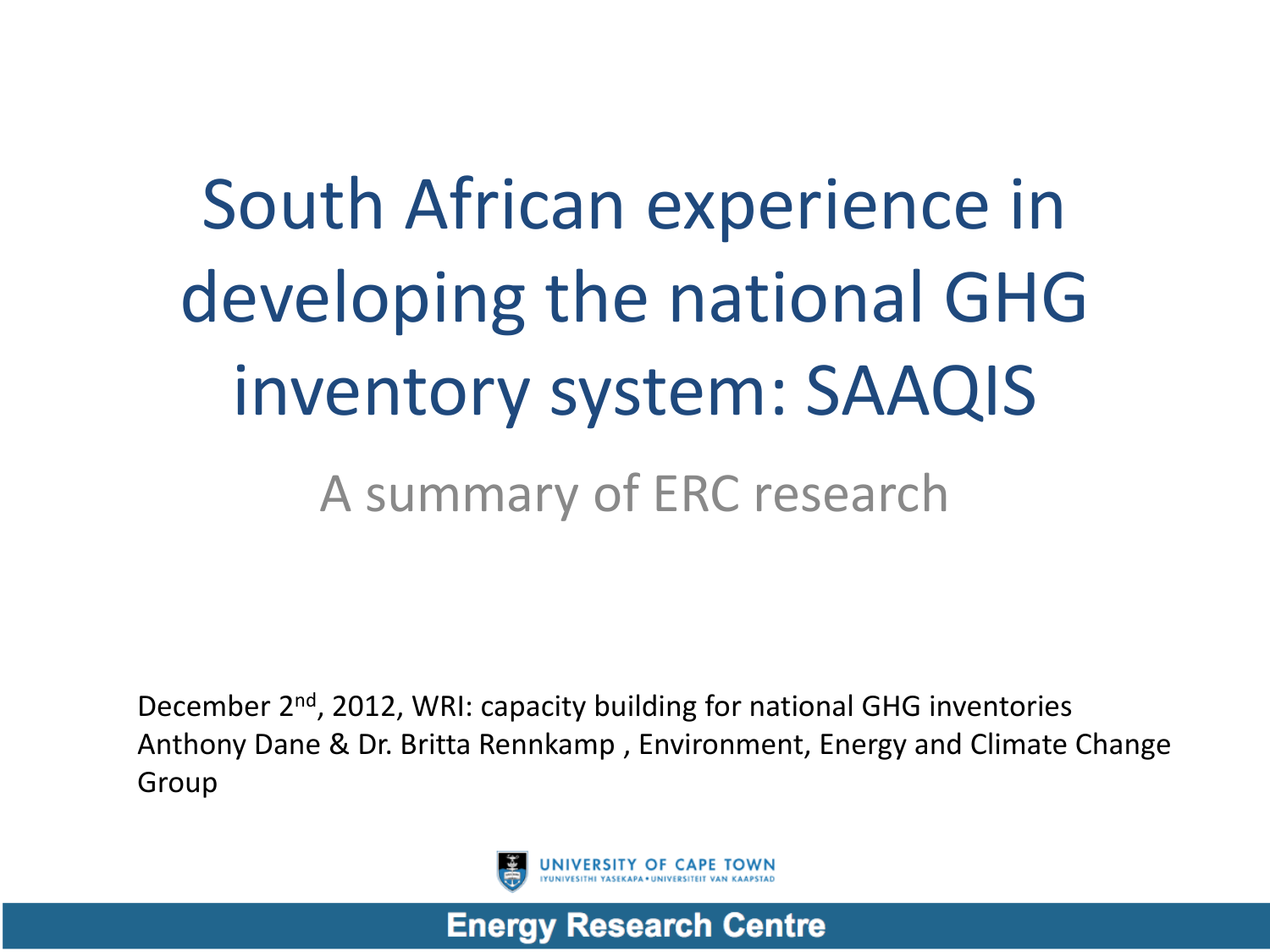# South African experience in developing the national GHG inventory system: SAAQIS

## A summary of ERC research

December 2nd, 2012, WRI: capacity building for national GHG inventories
Anthony Dane & Dr. Britta Rennkamp , Environment, Energy and Climate Change Group

UNIVERSITY OF CAPE TOWN
IYUNIVESITHI YASEKAPA • UNIVERSITEIT VAN KAAPSTAD

**Energy Research Centre**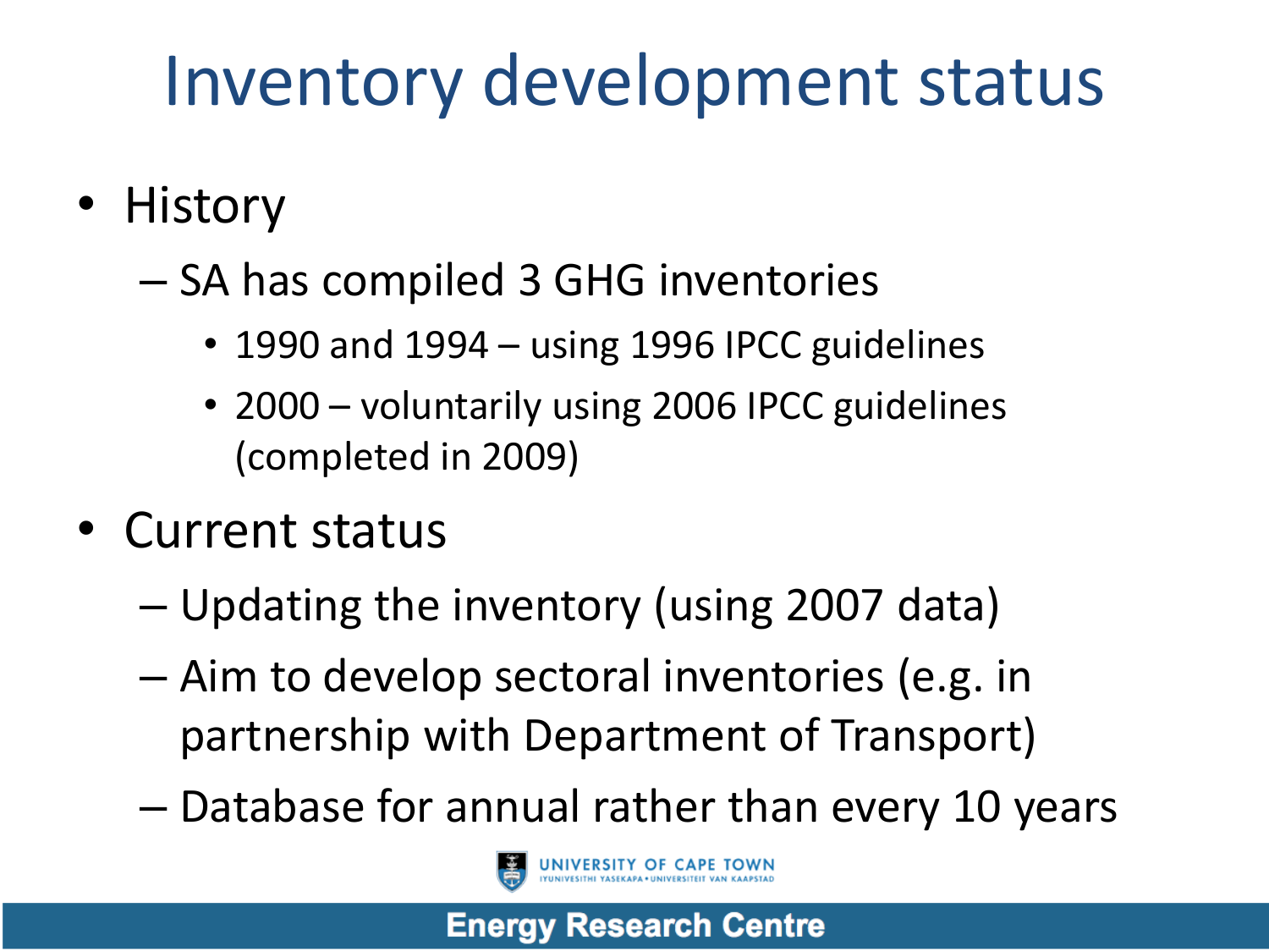# Inventory development status

- History
  - SA has compiled 3 GHG inventories
    - 1990 and 1994 – using 1996 IPCC guidelines
    - 2000 – voluntarily using 2006 IPCC guidelines (completed in 2009)
- Current status
  - Updating the inventory (using 2007 data)
  - Aim to develop sectoral inventories (e.g. in partnership with Department of Transport)
  - Database for annual rather than every 10 years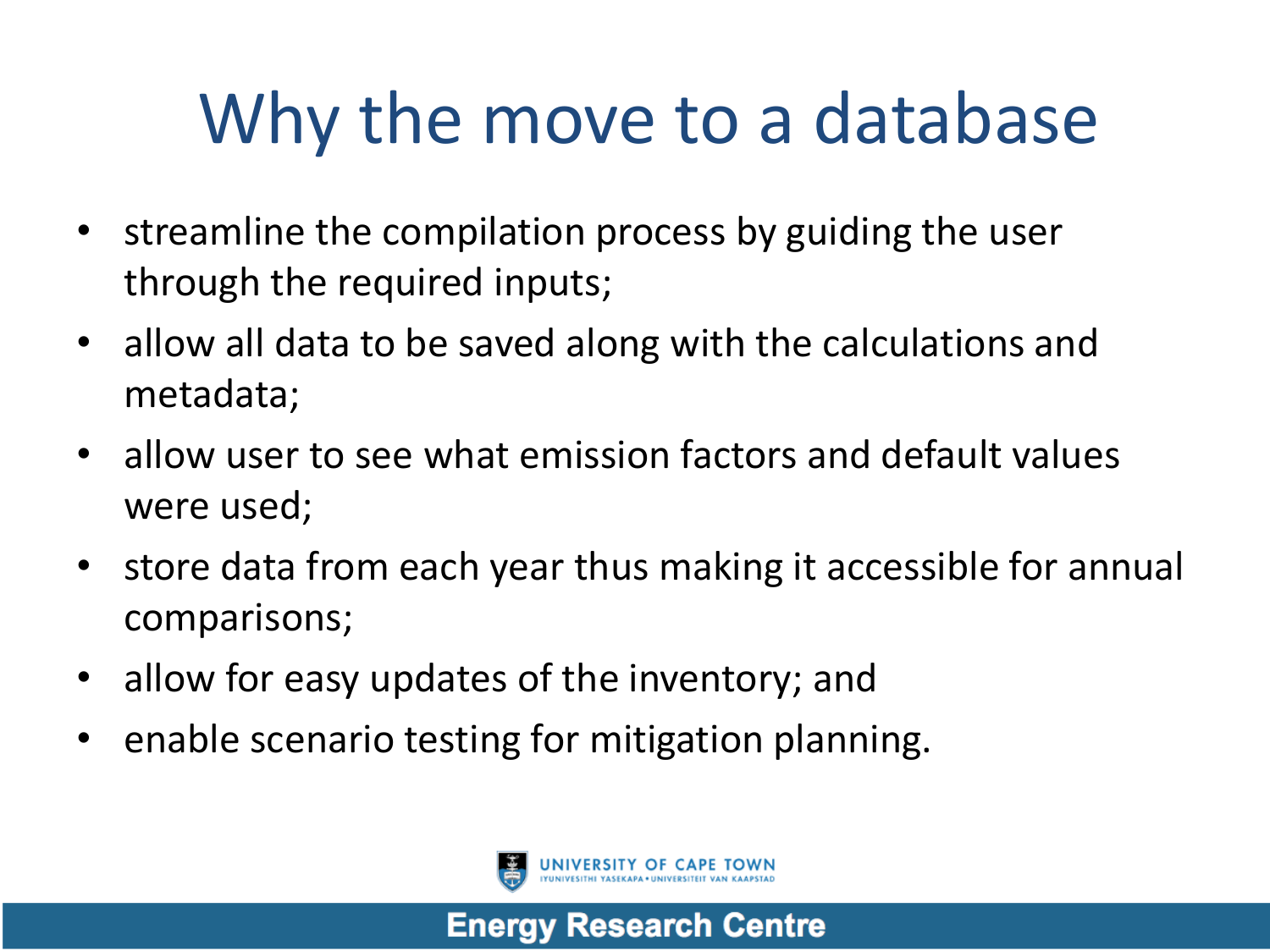# Why the move to a database

- streamline the compilation process by guiding the user through the required inputs;
- allow all data to be saved along with the calculations and metadata;
- allow user to see what emission factors and default values were used;
- store data from each year thus making it accessible for annual comparisons;
- allow for easy updates of the inventory; and
- enable scenario testing for mitigation planning.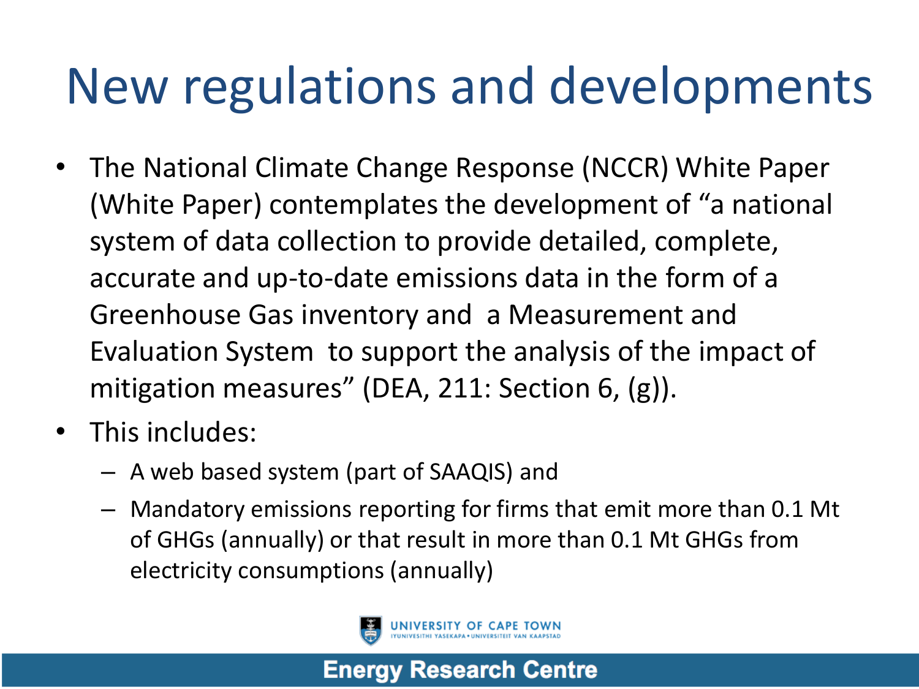# New regulations and developments

- The National Climate Change Response (NCCR) White Paper (White Paper) contemplates the development of "a national system of data collection to provide detailed, complete, accurate and up-to-date emissions data in the form of a Greenhouse Gas inventory and a Measurement and Evaluation System to support the analysis of the impact of mitigation measures" (DEA, 211: Section 6, (g)).
- This includes:
  - A web based system (part of SAAQIS) and
  - Mandatory emissions reporting for firms that emit more than 0.1 Mt of GHGs (annually) or that result in more than 0.1 Mt GHGs from electricity consumptions (annually)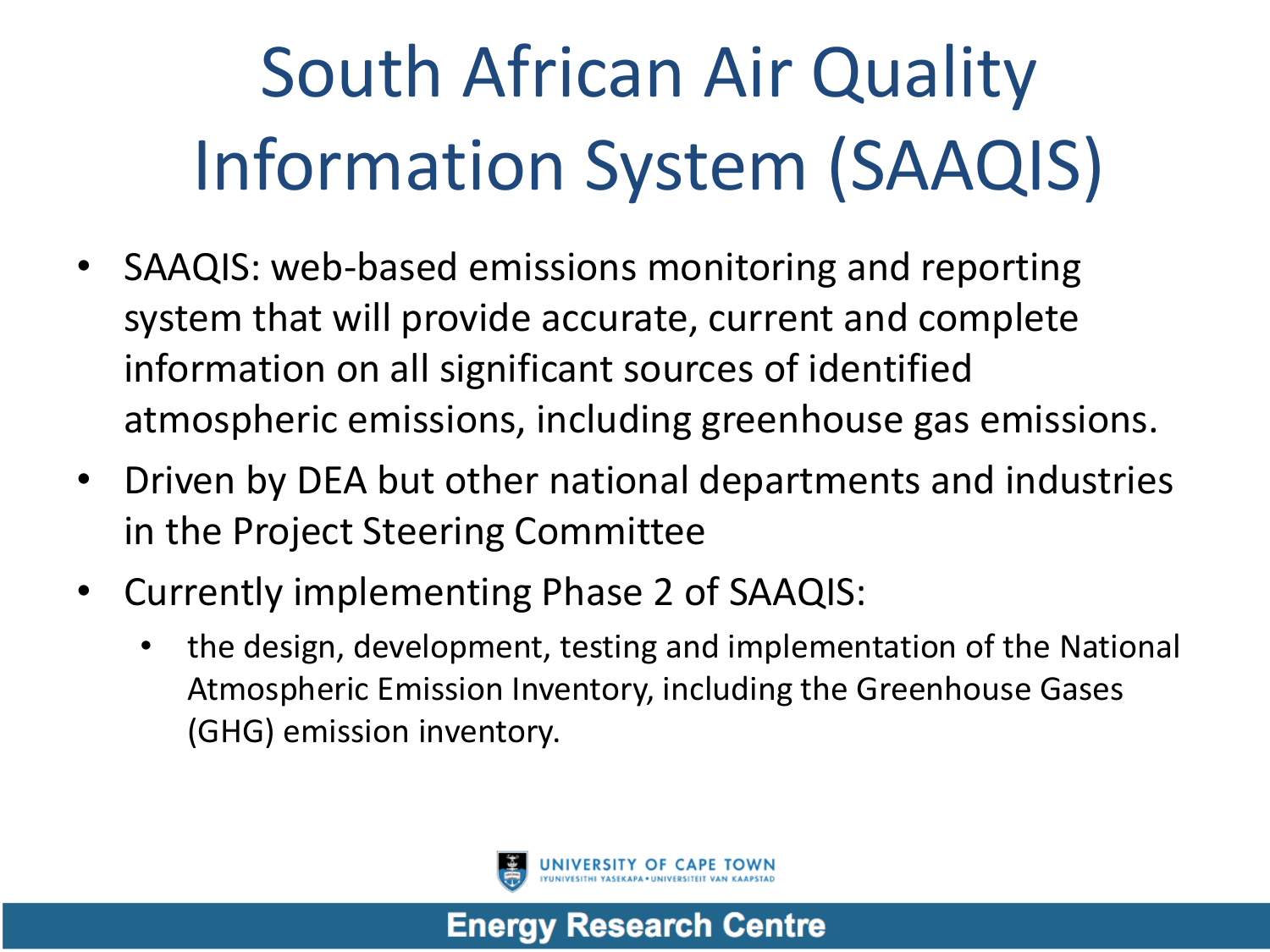# South African Air Quality Information System (SAAQIS)

- SAAQIS: web-based emissions monitoring and reporting system that will provide accurate, current and complete information on all significant sources of identified atmospheric emissions, including greenhouse gas emissions.
- Driven by DEA but other national departments and industries in the Project Steering Committee
- Currently implementing Phase 2 of SAAQIS:
  - the design, development, testing and implementation of the National Atmospheric Emission Inventory, including the Greenhouse Gases (GHG) emission inventory.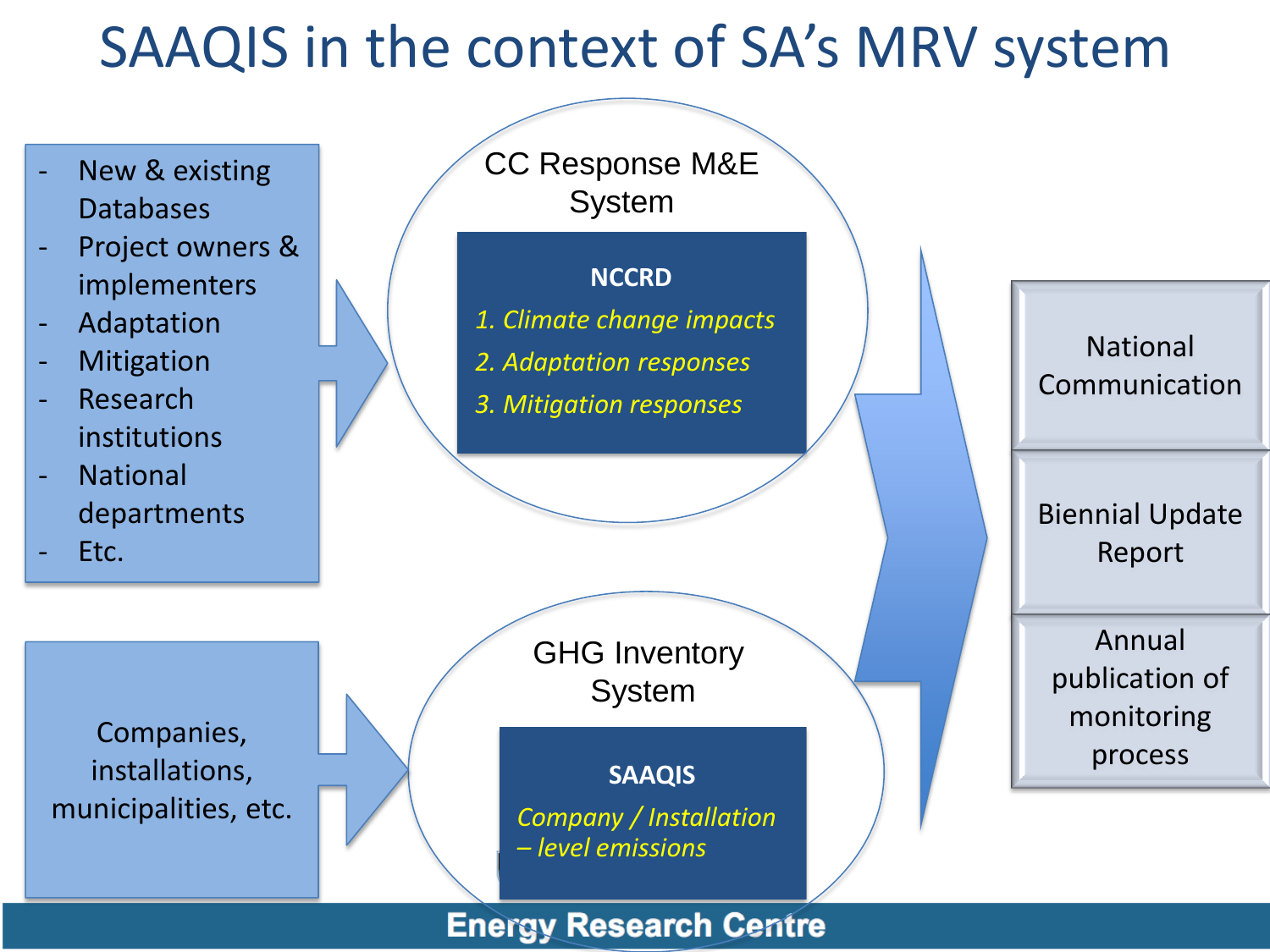# SAAQIS in the context of SA's MRV system

- New & existing Databases
- Project owners & implementers
- Adaptation
- Mitigation
- Research institutions
- National departments
- Etc.

**CC Response M&E System**

**NCCRD**

1. *Climate change impacts*
2. *Adaptation responses*
3. *Mitigation responses*

Companies, installations, municipalities, etc.

**GHG Inventory System**

**SAAQIS**

*Company / Installation – level emissions*

- National Communication
- Biennial Update Report
- Annual publication of monitoring process

**Energy Research Centre**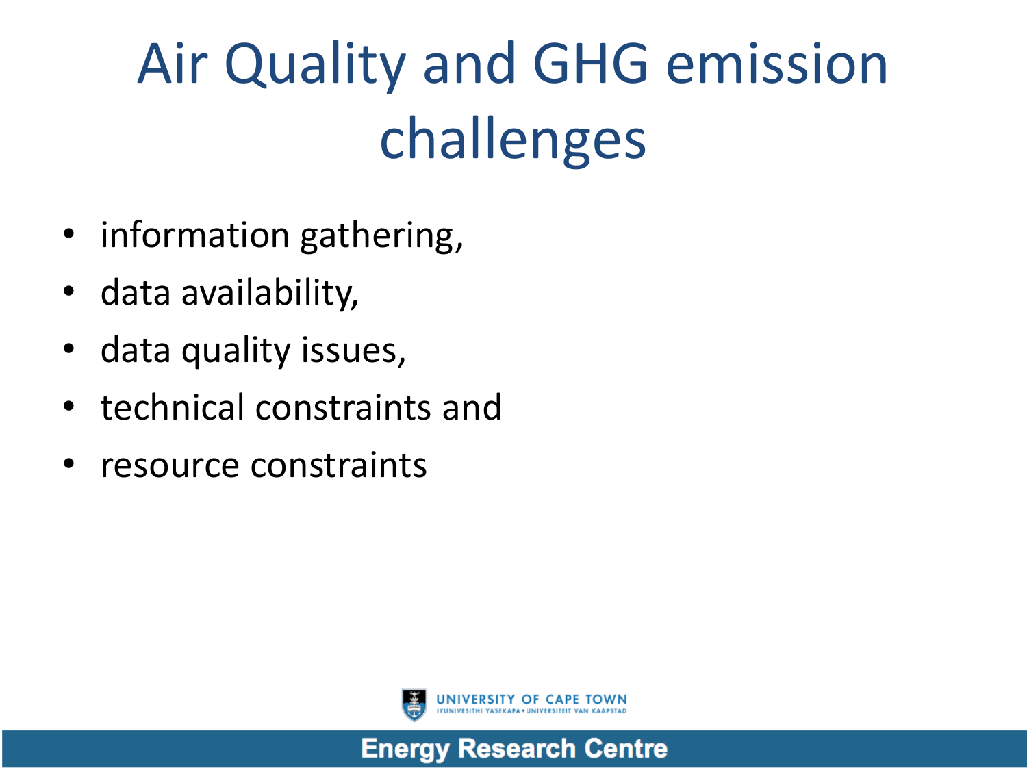# Air Quality and GHG emission challenges

- information gathering,
- data availability,
- data quality issues,
- technical constraints and
- resource constraints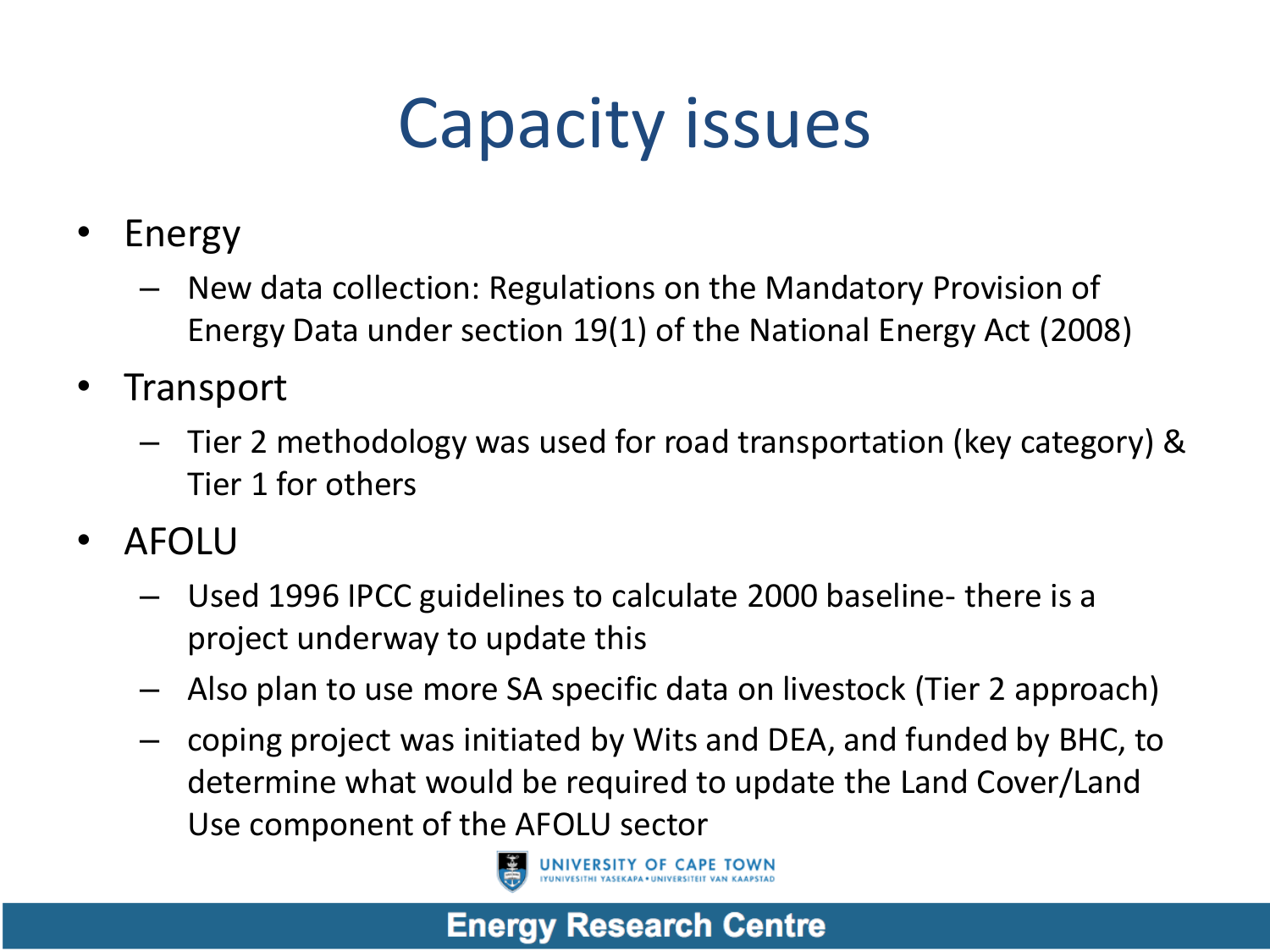# Capacity issues

- Energy
  - New data collection: Regulations on the Mandatory Provision of Energy Data under section 19(1) of the National Energy Act (2008)
- Transport
  - Tier 2 methodology was used for road transportation (key category) & Tier 1 for others
- AFOLU
  - Used 1996 IPCC guidelines to calculate 2000 baseline- there is a project underway to update this
  - Also plan to use more SA specific data on livestock (Tier 2 approach)
  - coping project was initiated by Wits and DEA, and funded by BHC, to determine what would be required to update the Land Cover/Land Use component of the AFOLU sector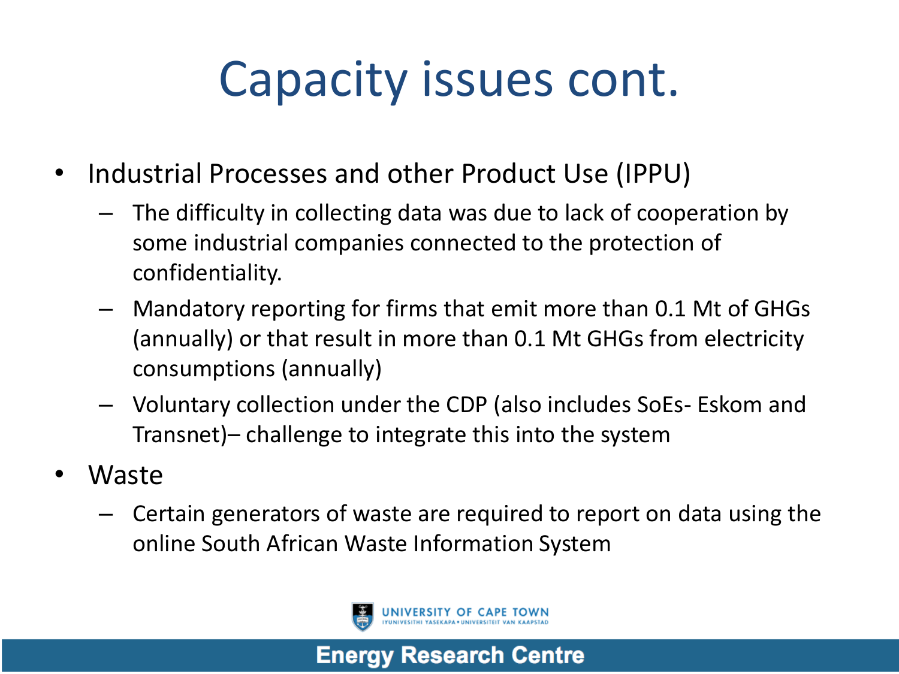# Capacity issues cont.

- Industrial Processes and other Product Use (IPPU)
  - The difficulty in collecting data was due to lack of cooperation by some industrial companies connected to the protection of confidentiality.
  - Mandatory reporting for firms that emit more than 0.1 Mt of GHGs (annually) or that result in more than 0.1 Mt GHGs from electricity consumptions (annually)
  - Voluntary collection under the CDP (also includes SoEs- Eskom and Transnet)– challenge to integrate this into the system
- Waste
  - Certain generators of waste are required to report on data using the online South African Waste Information System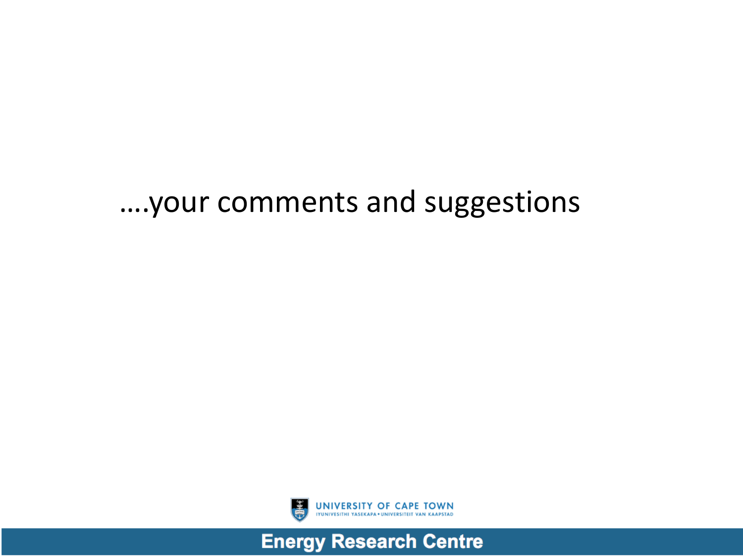….your comments and suggestions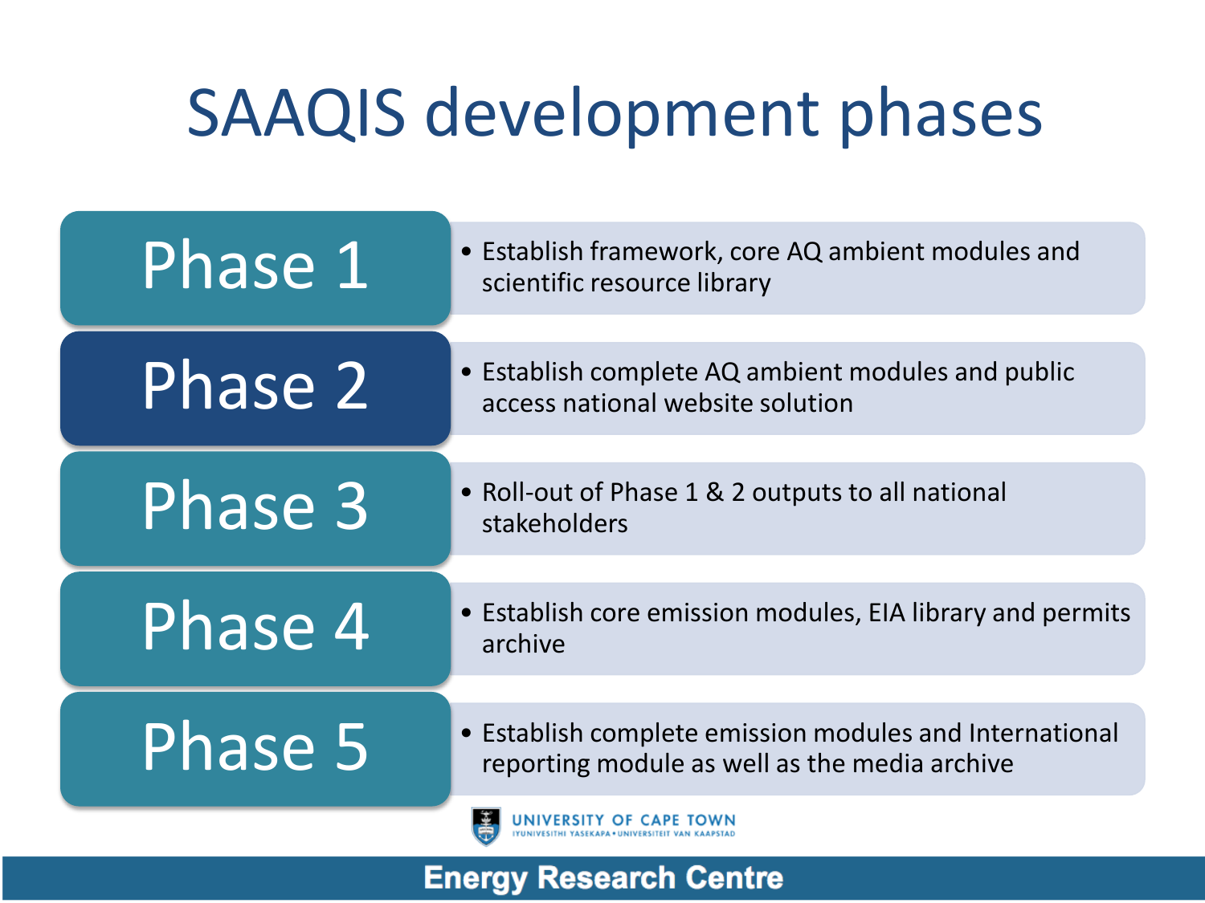# SAAQIS development phases

**Phase 1**

- Establish framework, core AQ ambient modules and scientific resource library

**Phase 2**

- Establish complete AQ ambient modules and public access national website solution

**Phase 3**

- Roll-out of Phase 1 & 2 outputs to all national stakeholders

**Phase 4**

- Establish core emission modules, EIA library and permits archive

**Phase 5**

- Establish complete emission modules and International reporting module as well as the media archive

UNIVERSITY OF CAPE TOWN
IYUNIVESITHI YASEKAPA • UNIVERSITEIT VAN KAAPSTAD

Energy Research Centre